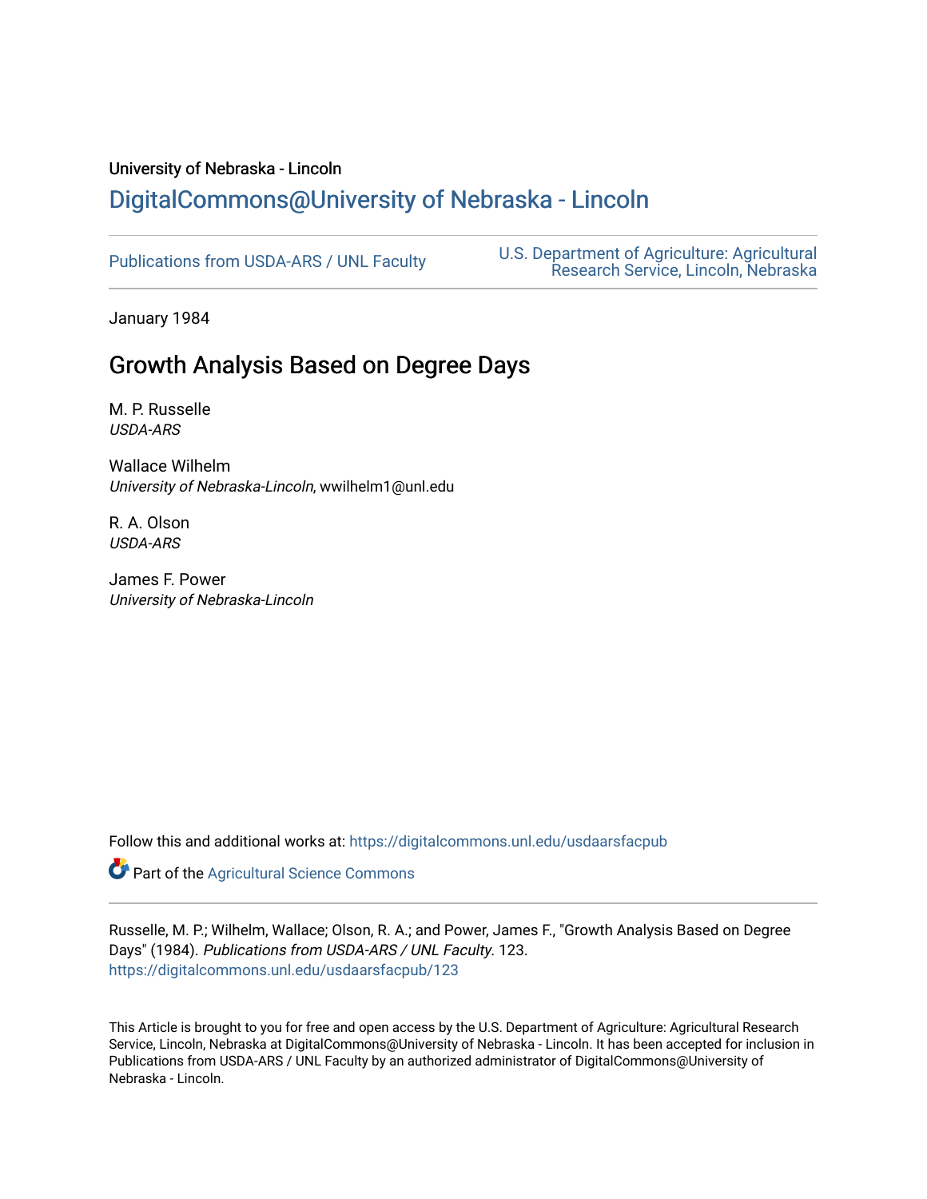University of Nebraska - Lincoln

## DigitalCommons@University of Nebraska - Lincoln

Publications from USDA-ARS / UNL Faculty

U.S. Department of Agriculture: Agricultural Research Service, Lincoln, Nebraska

January 1984

# Growth Analysis Based on Degree Days

M. P. Russelle
*USDA-ARS*

Wallace Wilhelm
*University of Nebraska-Lincoln*, wwilhelm1@unl.edu

R. A. Olson
*USDA-ARS*

James F. Power
*University of Nebraska-Lincoln*

Follow this and additional works at: https://digitalcommons.unl.edu/usdaarsfacpub

Part of the Agricultural Science Commons

Russelle, M. P.; Wilhelm, Wallace; Olson, R. A.; and Power, James F., "Growth Analysis Based on Degree Days" (1984). *Publications from USDA-ARS / UNL Faculty*. 123.
https://digitalcommons.unl.edu/usdaarsfacpub/123

This Article is brought to you for free and open access by the U.S. Department of Agriculture: Agricultural Research Service, Lincoln, Nebraska at DigitalCommons@University of Nebraska - Lincoln. It has been accepted for inclusion in Publications from USDA-ARS / UNL Faculty by an authorized administrator of DigitalCommons@University of Nebraska - Lincoln.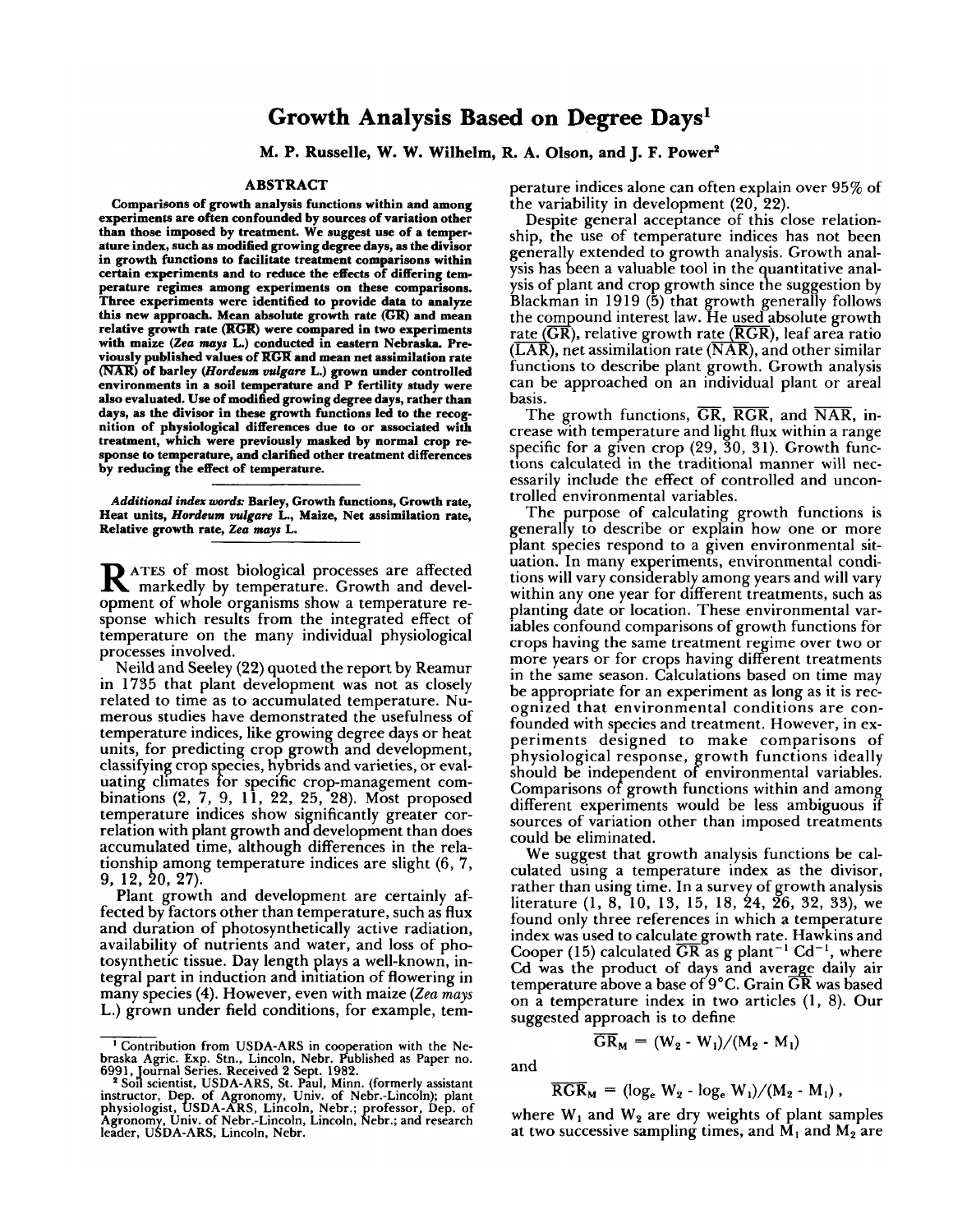# Growth Analysis Based on Degree Days[1]

**M. P. Russelle, W. W. Wilhelm, R. A. Olson, and J. F. Power[2]**

## ABSTRACT

**Comparisons of growth analysis functions within and among experiments are often confounded by sources of variation other than those imposed by treatment. We suggest use of a temperature index, such as modified growing degree days, as the divisor in growth functions to facilitate treatment comparisons within certain experiments and to reduce the effects of differing temperature regimes among experiments on these comparisons. Three experiments were identified to provide data to analyze this new approach. Mean absolute growth rate ($\overline{GR}$) and mean relative growth rate ($\overline{RGR}$) were compared in two experiments with maize (*Zea mays* L.) conducted in eastern Nebraska. Previously published values of $\overline{RGR}$ and mean net assimilation rate ($\overline{NAR}$) of barley (*Hordeum vulgare* L.) grown under controlled environments in a soil temperature and P fertility study were also evaluated. Use of modified growing degree days, rather than days, as the divisor in these growth functions led to the recognition of physiological differences due to or associated with treatment, which were previously masked by normal crop response to temperature, and clarified other treatment differences by reducing the effect of temperature.**

***Additional index words:*** **Barley, Growth functions, Growth rate, Heat units, *Hordeum vulgare* L., Maize, Net assimilation rate, Relative growth rate, *Zea mays* L.**

RATES of most biological processes are affected markedly by temperature. Growth and development of whole organisms show a temperature response which results from the integrated effect of temperature on the many individual physiological processes involved.

Neild and Seeley (22) quoted the report by Reamur in 1735 that plant development was not as closely related to time as to accumulated temperature. Numerous studies have demonstrated the usefulness of temperature indices, like growing degree days or heat units, for predicting crop growth and development, classifying crop species, hybrids and varieties, or evaluating climates for specific crop-management combinations (2, 7, 9, 11, 22, 25, 28). Most proposed temperature indices show significantly greater correlation with plant growth and development than does accumulated time, although differences in the relationship among temperature indices are slight (6, 7, 9, 12, 20, 27).

Plant growth and development are certainly affected by factors other than temperature, such as flux and duration of photosynthetically active radiation, availability of nutrients and water, and loss of photosynthetic tissue. Day length plays a well-known, integral part in induction and initiation of flowering in many species (4). However, even with maize (*Zea mays* L.) grown under field conditions, for example, temperature indices alone can often explain over 95% of the variability in development (20, 22).

Despite general acceptance of this close relationship, the use of temperature indices has not been generally extended to growth analysis. Growth analysis has been a valuable tool in the quantitative analysis of plant and crop growth since the suggestion by Blackman in 1919 (5) that growth generally follows the compound interest law. He used absolute growth rate ($\overline{GR}$), relative growth rate ($\overline{RGR}$), leaf area ratio ($\overline{LAR}$), net assimilation rate ($\overline{NAR}$), and other similar functions to describe plant growth. Growth analysis can be approached on an individual plant or areal basis.

The growth functions, $\overline{GR}$, $\overline{RGR}$, and $\overline{NAR}$, increase with temperature and light flux within a range specific for a given crop (29, 30, 31). Growth functions calculated in the traditional manner will necessarily include the effect of controlled and uncontrolled environmental variables.

The purpose of calculating growth functions is generally to describe or explain how one or more plant species respond to a given environmental situation. In many experiments, environmental conditions will vary considerably among years and will vary within any one year for different treatments, such as planting date or location. These environmental variables confound comparisons of growth functions for crops having the same treatment regime over two or more years or for crops having different treatments in the same season. Calculations based on time may be appropriate for an experiment as long as it is recognized that environmental conditions are confounded with species and treatment. However, in experiments designed to make comparisons of physiological response, growth functions ideally should be independent of environmental variables. Comparisons of growth functions within and among different experiments would be less ambiguous if sources of variation other than imposed treatments could be eliminated.

We suggest that growth analysis functions be calculated using a temperature index as the divisor, rather than using time. In a survey of growth analysis literature (1, 8, 10, 13, 15, 18, 24, 26, 32, 33), we found only three references in which a temperature index was used to calculate growth rate. Hawkins and Cooper (15) calculated $\overline{GR}$ as g plant$^{-1}$ Cd$^{-1}$, where Cd was the product of days and average daily air temperature above a base of 9°C. Grain $\overline{GR}$ was based on a temperature index in two articles (1, 8). Our suggested approach is to define

$$\overline{GR}_M = (W_2 - W_1)/(M_2 - M_1)$$

and

$$\overline{RGR}_M = (\log_e W_2 - \log_e W_1)/(M_2 - M_1)\,,$$

where $W_1$ and $W_2$ are dry weights of plant samples at two successive sampling times, and $M_1$ and $M_2$ are

---

[1] Contribution from USDA-ARS in cooperation with the Nebraska Agric. Exp. Stn., Lincoln, Nebr. Published as Paper no. 6991, Journal Series. Received 2 Sept. 1982.

[2] Soil scientist, USDA-ARS, St. Paul, Minn. (formerly assistant instructor, Dep. of Agronomy, Univ. of Nebr.-Lincoln); plant physiologist, USDA-ARS, Lincoln, Nebr.; professor, Dep. of Agronomy, Univ. of Nebr.-Lincoln, Lincoln, Nebr.; and research leader, USDA-ARS, Lincoln, Nebr.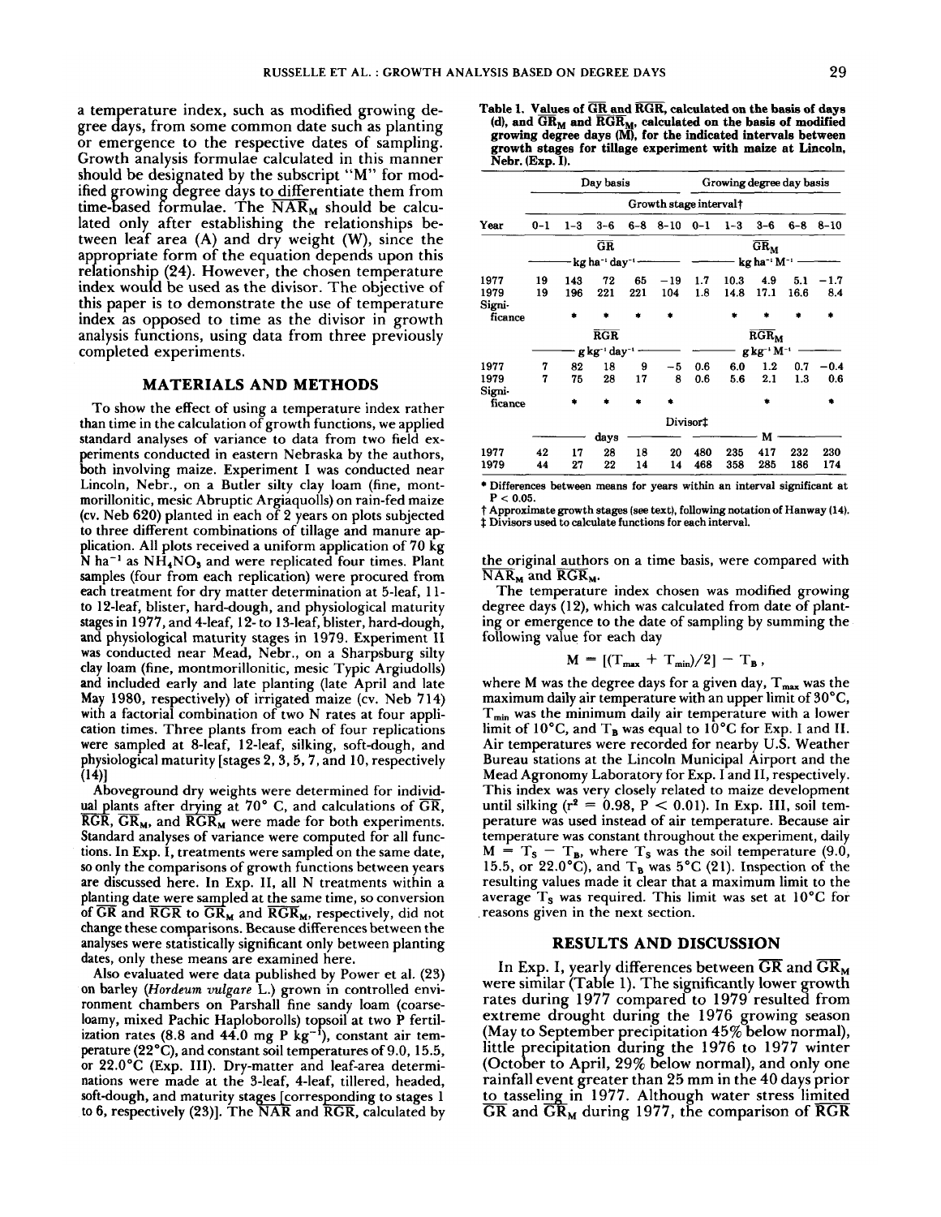a temperature index, such as modified growing degree days, from some common date such as planting or emergence to the respective dates of sampling. Growth analysis formulae calculated in this manner should be designated by the subscript "M" for modified growing degree days to differentiate them from time-based formulae. The $\overline{NAR}_M$ should be calculated only after establishing the relationships between leaf area (A) and dry weight (W), since the appropriate form of the equation depends upon this relationship (24). However, the chosen temperature index would be used as the divisor. The objective of this paper is to demonstrate the use of temperature index as opposed to time as the divisor in growth analysis functions, using data from three previously completed experiments.

## MATERIALS AND METHODS

To show the effect of using a temperature index rather than time in the calculation of growth functions, we applied standard analyses of variance to data from two field experiments conducted in eastern Nebraska by the authors, both involving maize. Experiment I was conducted near Lincoln, Nebr., on a Butler silty clay loam (fine, montmorillonitic, mesic Abruptic Argiaquolls) on rain-fed maize (cv. Neb 620) planted in each of 2 years on plots subjected to three different combinations of tillage and manure application. All plots received a uniform application of 70 kg N ha$^{-1}$ as $NH_4NO_3$ and were replicated four times. Plant samples (four from each replication) were procured from each treatment for dry matter determination at 5-leaf, 11- to 12-leaf, blister, hard-dough, and physiological maturity stages in 1977, and 4-leaf, 12- to 13-leaf, blister, hard-dough, and physiological maturity stages in 1979. Experiment II was conducted near Mead, Nebr., on a Sharpsburg silty clay loam (fine, montmorillonitic, mesic Typic Argiudolls) and included early and late planting (late April and late May 1980, respectively) of irrigated maize (cv. Neb 714) with a factorial combination of two N rates at four application times. Three plants from each of four replications were sampled at 8-leaf, 12-leaf, silking, soft-dough, and physiological maturity [stages 2, 3, 5, 7, and 10, respectively (14)]

Aboveground dry weights were determined for individual plants after drying at 70° C, and calculations of $\overline{GR}$, $\overline{RGR}$, $\overline{GR}_M$, and $\overline{RGR}_M$ were made for both experiments. Standard analyses of variance were computed for all functions. In Exp. I, treatments were sampled on the same date, so only the comparisons of growth functions between years are discussed here. In Exp. II, all N treatments within a planting date were sampled at the same time, so conversion of $\overline{GR}$ and $\overline{RGR}$ to $\overline{GR}_M$ and $\overline{RGR}_M$, respectively, did not change these comparisons. Because differences between the analyses were statistically significant only between planting dates, only these means are examined here.

Also evaluated were data published by Power et al. (23) on barley (*Hordeum vulgare* L.) grown in controlled environment chambers on Parshall fine sandy loam (coarse-loamy, mixed Pachic Haploborolls) topsoil at two P fertilization rates (8.8 and 44.0 mg P kg$^{-1}$), constant air temperature (22°C), and constant soil temperatures of 9.0, 15.5, or 22.0°C (Exp. III). Dry-matter and leaf-area determinations were made at the 3-leaf, 4-leaf, tillered, headed, soft-dough, and maturity stages [corresponding to stages 1 to 6, respectively (23)]. The $\overline{NAR}$ and $\overline{RGR}$, calculated by the original authors on a time basis, were compared with $\overline{NAR}_M$ and $\overline{RGR}_M$.

The temperature index chosen was modified growing degree days (12), which was calculated from date of planting or emergence to the date of sampling by summing the following value for each day

$$M = [(T_{max} + T_{min})/2] - T_B,$$

where M was the degree days for a given day, $T_{max}$ was the maximum daily air temperature with an upper limit of 30°C, $T_{min}$ was the minimum daily air temperature with a lower limit of 10°C, and $T_B$ was equal to 10°C for Exp. I and II. Air temperatures were recorded for nearby U.S. Weather Bureau stations at the Lincoln Municipal Airport and the Mead Agronomy Laboratory for Exp. I and II, respectively. This index was very closely related to maize development until silking ($r^2 = 0.98$, $P < 0.01$). In Exp. III, soil temperature was used instead of air temperature. Because air temperature was constant throughout the experiment, daily $M = T_S - T_B$, where $T_S$ was the soil temperature (9.0, 15.5, or 22.0°C), and $T_B$ was 5°C (21). Inspection of the resulting values made it clear that a maximum limit to the average $T_S$ was required. This limit was set at 10°C for reasons given in the next section.

**Table 1. Values of $\overline{GR}$ and $\overline{RGR}$, calculated on the basis of days (d), and $\overline{GR}_M$ and $\overline{RGR}_M$, calculated on the basis of modified growing degree days (M), for the indicated intervals between growth stages for tillage experiment with maize at Lincoln, Nebr. (Exp. I).**

| | Day basis | | | | | Growing degree day basis | | | | |
|---|---|---|---|---|---|---|---|---|---|---|
| | Growth stage interval† | | | | | | | | | |
| Year | 0–1 | 1–3 | 3–6 | 6–8 | 8–10 | 0–1 | 1–3 | 3–6 | 6–8 | 8–10 |
| | $\overline{GR}$ | | | | | $\overline{GR}_M$ | | | | |
| | kg ha$^{-1}$ day$^{-1}$ | | | | | kg ha$^{-1}$ M$^{-1}$ | | | | |
| 1977 | 19 | 143 | 72 | 65 | −19 | 1.7 | 10.3 | 4.9 | 5.1 | −1.7 |
| 1979 | 19 | 196 | 221 | 221 | 104 | 1.8 | 14.8 | 17.1 | 16.6 | 8.4 |
| Significance | | * | * | * | * | | * | * | * | * |
| | $\overline{RGR}$ | | | | | $\overline{RGR}_M$ | | | | |
| | g kg$^{-1}$ day$^{-1}$ | | | | | g kg$^{-1}$ M$^{-1}$ | | | | |
| 1977 | 7 | 82 | 18 | 9 | −5 | 0.6 | 6.0 | 1.2 | 0.7 | −0.4 |
| 1979 | 7 | 75 | 28 | 17 | 8 | 0.6 | 5.6 | 2.1 | 1.3 | 0.6 |
| Significance | | * | * | * | * | | | * | | * |
| | Divisor‡ | | | | | | | | | |
| | days | | | | | M | | | | |
| 1977 | 42 | 17 | 28 | 18 | 20 | 480 | 235 | 417 | 232 | 230 |
| 1979 | 44 | 27 | 22 | 14 | 14 | 468 | 358 | 285 | 186 | 174 |

\* Differences between means for years within an interval significant at $P < 0.05$.

† Approximate growth stages (see text), following notation of Hanway (14).

‡ Divisors used to calculate functions for each interval.

## RESULTS AND DISCUSSION

In Exp. I, yearly differences between $\overline{GR}$ and $\overline{GR}_M$ were similar (Table 1). The significantly lower growth rates during 1977 compared to 1979 resulted from extreme drought during the 1976 growing season (May to September precipitation 45% below normal), little precipitation during the 1976 to 1977 winter (October to April, 29% below normal), and only one rainfall event greater than 25 mm in the 40 days prior to tasseling in 1977. Although water stress limited $\overline{GR}$ and $\overline{GR}_M$ during 1977, the comparison of $\overline{RGR}$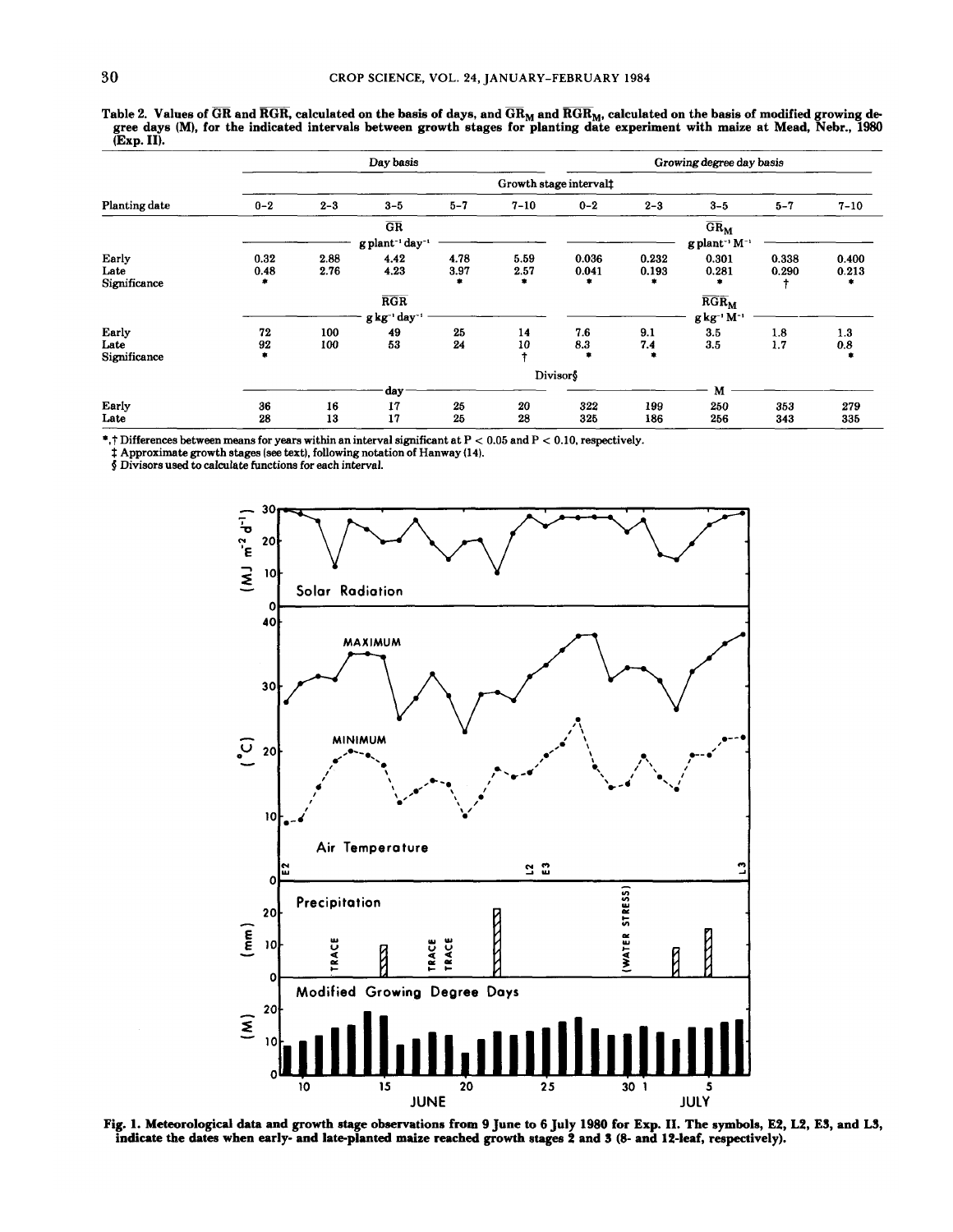Table 2. Values of $\overline{GR}$ and $\overline{RGR}$, calculated on the basis of days, and $\overline{GR}_M$ and $\overline{RGR}_M$, calculated on the basis of modified growing degree days (M), for the indicated intervals between growth stages for planting date experiment with maize at Mead, Nebr., 1980 (Exp. II).

| | Day basis | | | | | Growing degree day basis | | | | |
|---|---|---|---|---|---|---|---|---|---|---|
| | Growth stage interval‡ | | | | | | | | | |
| Planting date | 0–2 | 2–3 | 3–5 | 5–7 | 7–10 | 0–2 | 2–3 | 3–5 | 5–7 | 7–10 |
| | $\overline{GR}$ (g plant$^{-1}$ day$^{-1}$) | | | | | $\overline{GR}_M$ (g plant$^{-1}$ M$^{-1}$) | | | | |
| Early | 0.32 | 2.88 | 4.42 | 4.78 | 5.59 | 0.036 | 0.232 | 0.301 | 0.338 | 0.400 |
| Late | 0.48 | 2.76 | 4.23 | 3.97 | 2.57 | 0.041 | 0.193 | 0.281 | 0.290 | 0.213 |
| Significance | * | | | * | * | * | * | * | † | * |
| | $\overline{RGR}$ (g kg$^{-1}$ day$^{-1}$) | | | | | $\overline{RGR}_M$ (g kg$^{-1}$ M$^{-1}$) | | | | |
| Early | 72 | 100 | 49 | 25 | 14 | 7.6 | 9.1 | 3.5 | 1.8 | 1.3 |
| Late | 92 | 100 | 53 | 24 | 10 | 8.3 | 7.4 | 3.5 | 1.7 | 0.8 |
| Significance | * | | | | † | * | * | | | * |
| | Divisor§ | | | | | | | | | |
| | day | | | | | M | | | | |
| Early | 36 | 16 | 17 | 25 | 20 | 322 | 199 | 250 | 353 | 279 |
| Late | 28 | 13 | 17 | 25 | 28 | 325 | 186 | 256 | 343 | 335 |

*,† Differences between means for years within an interval significant at $P < 0.05$ and $P < 0.10$, respectively.
‡ Approximate growth stages (see text), following notation of Hanway (14).
§ Divisors used to calculate functions for each interval.

Fig. 1. Meteorological data and growth stage observations from 9 June to 6 July 1980 for Exp. II. The symbols, E2, L2, E3, and L3, indicate the dates when early- and late-planted maize reached growth stages 2 and 3 (8- and 12-leaf, respectively).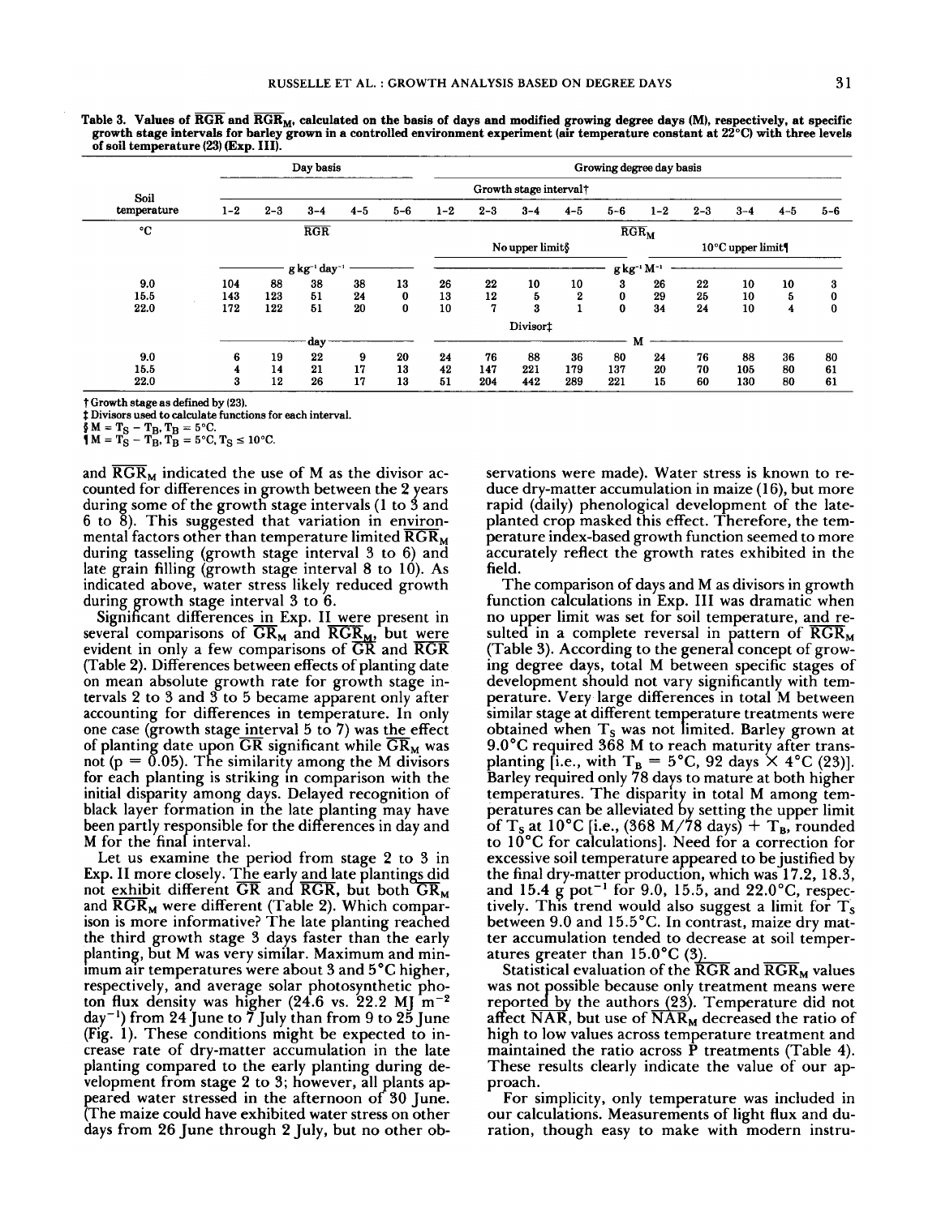Table 3. Values of $\overline{RGR}$ and $\overline{RGR}_M$, calculated on the basis of days and modified growing degree days (M), respectively, at specific growth stage intervals for barley grown in a controlled environment experiment (air temperature constant at 22°C) with three levels of soil temperature (23) (Exp. III).

| Soil temperature | Day basis | | | | | Growing degree day basis | | | | | | | | | |
|---|---|---|---|---|---|---|---|---|---|---|---|---|---|---|---|
| | Growth stage interval† | | | | | | | | | | | | | | |
| | 1–2 | 2–3 | 3–4 | 4–5 | 5–6 | 1–2 | 2–3 | 3–4 | 4–5 | 5–6 | 1–2 | 2–3 | 3–4 | 4–5 | 5–6 |
| °C | $\overline{RGR}$ | | | | | $\overline{RGR}_M$ | | | | | | | | | |
| | | | | | | No upper limit§ | | | | | 10°C upper limit¶ | | | | |
| | g kg$^{-1}$ day$^{-1}$ | | | | | g kg$^{-1}$ M$^{-1}$ | | | | | | | | | |
| 9.0 | 104 | 88 | 38 | 38 | 13 | 26 | 22 | 10 | 10 | 3 | 26 | 22 | 10 | 10 | 3 |
| 15.5 | 143 | 123 | 51 | 24 | 0 | 13 | 12 | 5 | 2 | 0 | 29 | 25 | 10 | 5 | 0 |
| 22.0 | 172 | 122 | 51 | 20 | 0 | 10 | 7 | 3 | 1 | 0 | 34 | 24 | 10 | 4 | 0 |
| | Divisor‡ | | | | | | | | | | | | | | |
| | day | | | | | M | | | | | | | | | |
| 9.0 | 6 | 19 | 22 | 9 | 20 | 24 | 76 | 88 | 36 | 80 | 24 | 76 | 88 | 36 | 80 |
| 15.5 | 4 | 14 | 21 | 17 | 13 | 42 | 147 | 221 | 179 | 137 | 20 | 70 | 105 | 80 | 61 |
| 22.0 | 3 | 12 | 26 | 17 | 13 | 51 | 204 | 442 | 289 | 221 | 15 | 60 | 130 | 80 | 61 |

† Growth stage as defined by (23).
‡ Divisors used to calculate functions for each interval.
§ $M = T_S - T_B$, $T_B = 5$°C.
¶ $M = T_S - T_B$, $T_B = 5$°C, $T_S \leq 10$°C.

and $\overline{RGR}_M$ indicated the use of M as the divisor accounted for differences in growth between the 2 years during some of the growth stage intervals (1 to 3 and 6 to 8). This suggested that variation in environmental factors other than temperature limited $\overline{RGR}_M$ during tasseling (growth stage interval 3 to 6) and late grain filling (growth stage interval 8 to 10). As indicated above, water stress likely reduced growth during growth stage interval 3 to 6.

Significant differences in Exp. II were present in several comparisons of $\overline{GR}_M$ and $\overline{RGR}_M$, but were evident in only a few comparisons of $\overline{GR}$ and $\overline{RGR}$ (Table 2). Differences between effects of planting date on mean absolute growth rate for growth stage intervals 2 to 3 and 3 to 5 became apparent only after accounting for differences in temperature. In only one case (growth stage interval 5 to 7) was the effect of planting date upon $\overline{GR}$ significant while $\overline{GR}_M$ was not ($p = 0.05$). The similarity among the M divisors for each planting is striking in comparison with the initial disparity among days. Delayed recognition of black layer formation in the late planting may have been partly responsible for the differences in day and M for the final interval.

Let us examine the period from stage 2 to 3 in Exp. II more closely. The early and late plantings did not exhibit different $\overline{GR}$ and $\overline{RGR}$, but both $\overline{GR}_M$ and $\overline{RGR}_M$ were different (Table 2). Which comparison is more informative? The late planting reached the third growth stage 3 days faster than the early planting, but M was very similar. Maximum and minimum air temperatures were about 3 and 5°C higher, respectively, and average solar photosynthetic photon flux density was higher (24.6 vs. 22.2 MJ m$^{-2}$ day$^{-1}$) from 24 June to 7 July than from 9 to 25 June (Fig. 1). These conditions might be expected to increase rate of dry-matter accumulation in the late planting compared to the early planting during development from stage 2 to 3; however, all plants appeared water stressed in the afternoon of 30 June. (The maize could have exhibited water stress on other days from 26 June through 2 July, but no other observations were made). Water stress is known to reduce dry-matter accumulation in maize (16), but more rapid (daily) phenological development of the late-planted crop masked this effect. Therefore, the temperature index-based growth function seemed to more accurately reflect the growth rates exhibited in the field.

The comparison of days and M as divisors in growth function calculations in Exp. III was dramatic when no upper limit was set for soil temperature, and resulted in a complete reversal in pattern of $\overline{RGR}_M$ (Table 3). According to the general concept of growing degree days, total M between specific stages of development should not vary significantly with temperature. Very large differences in total M between similar stage at different temperature treatments were obtained when $T_S$ was not limited. Barley grown at 9.0°C required 368 M to reach maturity after transplanting [i.e., with $T_B = 5$°C, 92 days × 4°C (23)]. Barley required only 78 days to mature at both higher temperatures. The disparity in total M among temperatures can be alleviated by setting the upper limit of $T_S$ at 10°C [i.e., (368 M/78 days) + $T_B$, rounded to 10°C for calculations]. Need for a correction for excessive soil temperature appeared to be justified by the final dry-matter production, which was 17.2, 18.3, and 15.4 g pot$^{-1}$ for 9.0, 15.5, and 22.0°C, respectively. This trend would also suggest a limit for $T_S$ between 9.0 and 15.5°C. In contrast, maize dry matter accumulation tended to decrease at soil temperatures greater than 15.0°C (3).

Statistical evaluation of the $\overline{RGR}$ and $\overline{RGR}_M$ values was not possible because only treatment means were reported by the authors (23). Temperature did not affect $\overline{NAR}$, but use of $\overline{NAR}_M$ decreased the ratio of high to low values across temperature treatment and maintained the ratio across P treatments (Table 4). These results clearly indicate the value of our approach.

For simplicity, only temperature was included in our calculations. Measurements of light flux and duration, though easy to make with modern instru-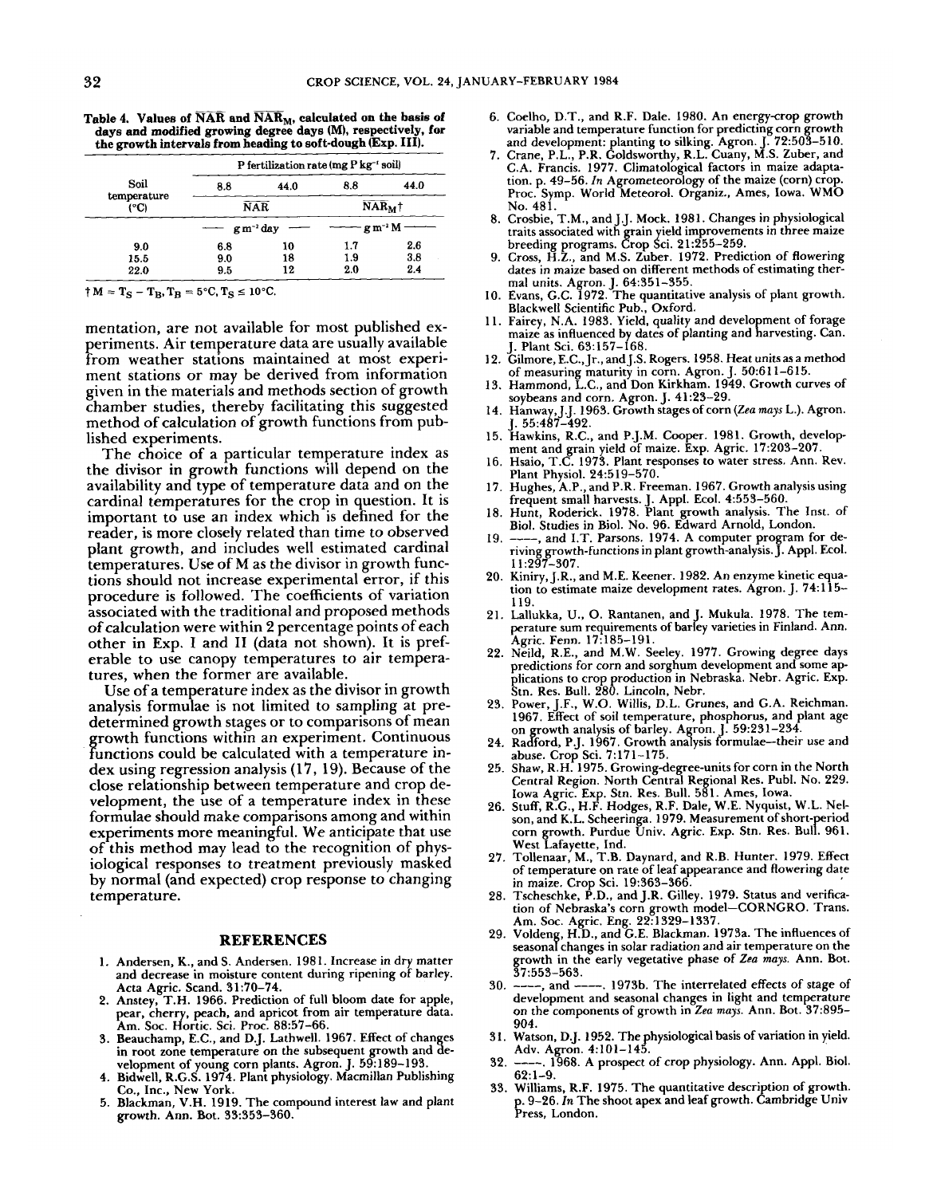Table 4. Values of $\overline{NAR}$ and $\overline{NAR}_M$, calculated on the basis of days and modified growing degree days (M), respectively, for the growth intervals from heading to soft-dough (Exp. III).

| Soil temperature (°C) | P fertilization rate (mg P kg$^{-1}$ soil) | | | |
|---|---|---|---|---|
| | 8.8 | 44.0 | 8.8 | 44.0 |
| | $\overline{NAR}$ | | $\overline{NAR}_M$† | |
| | g m$^{-2}$ day | | g m$^{-2}$ M | |
| 9.0 | 6.8 | 10 | 1.7 | 2.6 |
| 15.5 | 9.0 | 18 | 1.9 | 3.8 |
| 22.0 | 9.5 | 12 | 2.0 | 2.4 |

† $M = T_S - T_B$, $T_B = 5°C$, $T_S \leq 10°C$.

mentation, are not available for most published experiments. Air temperature data are usually available from weather stations maintained at most experiment stations or may be derived from information given in the materials and methods section of growth chamber studies, thereby facilitating this suggested method of calculation of growth functions from published experiments.

The choice of a particular temperature index as the divisor in growth functions will depend on the availability and type of temperature data and on the cardinal temperatures for the crop in question. It is important to use an index which is defined for the reader, is more closely related than time to observed plant growth, and includes well estimated cardinal temperatures. Use of M as the divisor in growth functions should not increase experimental error, if this procedure is followed. The coefficients of variation associated with the traditional and proposed methods of calculation were within 2 percentage points of each other in Exp. I and II (data not shown). It is preferable to use canopy temperatures to air temperatures, when the former are available.

Use of a temperature index as the divisor in growth analysis formulae is not limited to sampling at predetermined growth stages or to comparisons of mean growth functions within an experiment. Continuous functions could be calculated with a temperature index using regression analysis (17, 19). Because of the close relationship between temperature and crop development, the use of a temperature index in these formulae should make comparisons among and within experiments more meaningful. We anticipate that use of this method may lead to the recognition of physiological responses to treatment previously masked by normal (and expected) crop response to changing temperature.

## REFERENCES

1. Andersen, K., and S. Andersen. 1981. Increase in dry matter and decrease in moisture content during ripening of barley. Acta Agric. Scand. 31:70–74.
2. Anstey, T.H. 1966. Prediction of full bloom date for apple, pear, cherry, peach, and apricot from air temperature data. Am. Soc. Hortic. Sci. Proc. 88:57–66.
3. Beauchamp, E.C., and D.J. Lathwell. 1967. Effect of changes in root zone temperature on the subsequent growth and development of young corn plants. Agron. J. 59:189–193.
4. Bidwell, R.G.S. 1974. Plant physiology. Macmillan Publishing Co., Inc., New York.
5. Blackman, V.H. 1919. The compound interest law and plant growth. Ann. Bot. 33:353–360.
6. Coelho, D.T., and R.F. Dale. 1980. An energy-crop growth variable and temperature function for predicting corn growth and development: planting to silking. Agron. J. 72:503–510.
7. Crane, P.L., P.R. Goldsworthy, R.L. Cuany, M.S. Zuber, and C.A. Francis. 1977. Climatological factors in maize adaptation. p. 49–56. *In* Agrometeorology of the maize (corn) crop. Proc. Symp. World Meteorol. Organiz., Ames, Iowa. WMO No. 481.
8. Crosbie, T.M., and J.J. Mock. 1981. Changes in physiological traits associated with grain yield improvements in three maize breeding programs. Crop Sci. 21:255–259.
9. Cross, H.Z., and M.S. Zuber. 1972. Prediction of flowering dates in maize based on different methods of estimating thermal units. Agron. J. 64:351–355.
10. Evans, G.C. 1972. The quantitative analysis of plant growth. Blackwell Scientific Pub., Oxford.
11. Fairey, N.A. 1983. Yield, quality and development of forage maize as influenced by dates of planting and harvesting. Can. J. Plant Sci. 63:157–168.
12. Gilmore, E.C., Jr., and J.S. Rogers. 1958. Heat units as a method of measuring maturity in corn. Agron. J. 50:611–615.
13. Hammond, L.C., and Don Kirkham. 1949. Growth curves of soybeans and corn. Agron. J. 41:23–29.
14. Hanway, J.J. 1963. Growth stages of corn (*Zea mays* L.). Agron. J. 55:487–492.
15. Hawkins, R.C., and P.J.M. Cooper. 1981. Growth, development and grain yield of maize. Exp. Agric. 17:203–207.
16. Hsaio, T.C. 1973. Plant responses to water stress. Ann. Rev. Plant Physiol. 24:519–570.
17. Hughes, A.P., and P.R. Freeman. 1967. Growth analysis using frequent small harvests. J. Appl. Ecol. 4:553–560.
18. Hunt, Roderick. 1978. Plant growth analysis. The Inst. of Biol. Studies in Biol. No. 96. Edward Arnold, London.
19. ----, and I.T. Parsons. 1974. A computer program for deriving growth-functions in plant growth-analysis. J. Appl. Ecol. 11:297–307.
20. Kiniry, J.R., and M.E. Keener. 1982. An enzyme kinetic equation to estimate maize development rates. Agron. J. 74:115–119.
21. Lallukka, U., O. Rantanen, and J. Mukula. 1978. The temperature sum requirements of barley varieties in Finland. Ann. Agric. Fenn. 17:185–191.
22. Neild, R.E., and M.W. Seeley. 1977. Growing degree days predictions for corn and sorghum development and some applications to crop production in Nebraska. Nebr. Agric. Exp. Stn. Res. Bull. 280. Lincoln, Nebr.
23. Power, J.F., W.O. Willis, D.L. Grunes, and G.A. Reichman. 1967. Effect of soil temperature, phosphorus, and plant age on growth analysis of barley. Agron. J. 59:231–234.
24. Radford, P.J. 1967. Growth analysis formulae—their use and abuse. Crop Sci. 7:171–175.
25. Shaw, R.H. 1975. Growing-degree-units for corn in the North Central Region. North Central Regional Res. Publ. No. 229. Iowa Agric. Exp. Stn. Res. Bull. 581. Ames, Iowa.
26. Stuff, R.G., H.F. Hodges, R.F. Dale, W.E. Nyquist, W.L. Nelson, and K.L. Scheeringa. 1979. Measurement of short-period corn growth. Purdue Univ. Agric. Exp. Stn. Res. Bull. 961. West Lafayette, Ind.
27. Tollenaar, M., T.B. Daynard, and R.B. Hunter. 1979. Effect of temperature on rate of leaf appearance and flowering date in maize. Crop Sci. 19:363–366.
28. Tscheschke, P.D., and J.R. Gilley. 1979. Status and verification of Nebraska's corn growth model—CORNGRO. Trans. Am. Soc. Agric. Eng. 22:1329–1337.
29. Voldeng, H.D., and G.E. Blackman. 1973a. The influences of seasonal changes in solar radiation and air temperature on the growth in the early vegetative phase of *Zea mays*. Ann. Bot. 37:553–563.
30. ----, and ----. 1973b. The interrelated effects of stage of development and seasonal changes in light and temperature on the components of growth in *Zea mays*. Ann. Bot. 37:895–904.
31. Watson, D.J. 1952. The physiological basis of variation in yield. Adv. Agron. 4:101–145.
32. ----. 1968. A prospect of crop physiology. Ann. Appl. Biol. 62:1–9.
33. Williams, R.F. 1975. The quantitative description of growth. p. 9–26. *In* The shoot apex and leaf growth. Cambridge Univ Press, London.